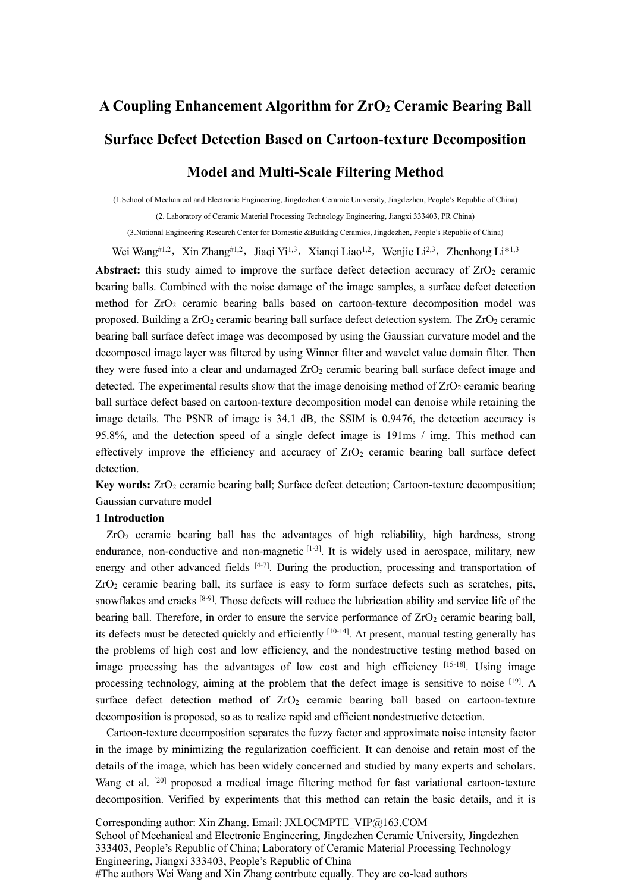# A Coupling Enhancement Algorithm for $ZrO_2$ Ceramic Bearing Ball Surface Defect Detection Based on Cartoon-texture Decomposition Model and Multi-Scale Filtering Method

(1.School of Mechanical and Electronic Engineering, Jingdezhen Ceramic University, Jingdezhen, People's Republic of China)

(2. Laboratory of Ceramic Material Processing Technology Engineering, Jiangxi 333403, PR China)

(3.National Engineering Research Center for Domestic &Building Ceramics, Jingdezhen, People's Republic of China)

Wei Wang[#1,2], Xin Zhang[#1,2], Jiaqi Yi[1,3], Xianqi Liao[1,2], Wenjie Li[2,3], Zhenhong Li*[1,3]

**Abstract:** this study aimed to improve the surface defect detection accuracy of $ZrO_2$ ceramic bearing balls. Combined with the noise damage of the image samples, a surface defect detection method for $ZrO_2$ ceramic bearing balls based on cartoon-texture decomposition model was proposed. Building a $ZrO_2$ ceramic bearing ball surface defect detection system. The $ZrO_2$ ceramic bearing ball surface defect image was decomposed by using the Gaussian curvature model and the decomposed image layer was filtered by using Winner filter and wavelet value domain filter. Then they were fused into a clear and undamaged $ZrO_2$ ceramic bearing ball surface defect image and detected. The experimental results show that the image denoising method of $ZrO_2$ ceramic bearing ball surface defect based on cartoon-texture decomposition model can denoise while retaining the image details. The PSNR of image is 34.1 dB, the SSIM is 0.9476, the detection accuracy is 95.8%, and the detection speed of a single defect image is 191ms / img. This method can effectively improve the efficiency and accuracy of $ZrO_2$ ceramic bearing ball surface defect detection.

**Key words:** $ZrO_2$ ceramic bearing ball; Surface defect detection; Cartoon-texture decomposition; Gaussian curvature model

## 1 Introduction

$ZrO_2$ ceramic bearing ball has the advantages of high reliability, high hardness, strong endurance, non-conductive and non-magnetic [1-3]. It is widely used in aerospace, military, new energy and other advanced fields [4-7]. During the production, processing and transportation of $ZrO_2$ ceramic bearing ball, its surface is easy to form surface defects such as scratches, pits, snowflakes and cracks [8-9]. Those defects will reduce the lubrication ability and service life of the bearing ball. Therefore, in order to ensure the service performance of $ZrO_2$ ceramic bearing ball, its defects must be detected quickly and efficiently [10-14]. At present, manual testing generally has the problems of high cost and low efficiency, and the nondestructive testing method based on image processing has the advantages of low cost and high efficiency [15-18]. Using image processing technology, aiming at the problem that the defect image is sensitive to noise [19]. A surface defect detection method of $ZrO_2$ ceramic bearing ball based on cartoon-texture decomposition is proposed, so as to realize rapid and efficient nondestructive detection.

Cartoon-texture decomposition separates the fuzzy factor and approximate noise intensity factor in the image by minimizing the regularization coefficient. It can denoise and retain most of the details of the image, which has been widely concerned and studied by many experts and scholars. Wang et al. [20] proposed a medical image filtering method for fast variational cartoon-texture decomposition. Verified by experiments that this method can retain the basic details, and it is

Corresponding author: Xin Zhang. Email: JXLOCMPTE_VIP@163.COM
School of Mechanical and Electronic Engineering, Jingdezhen Ceramic University, Jingdezhen 333403, People's Republic of China; Laboratory of Ceramic Material Processing Technology Engineering, Jiangxi 333403, People's Republic of China
#The authors Wei Wang and Xin Zhang contrbute equally. They are co-lead authors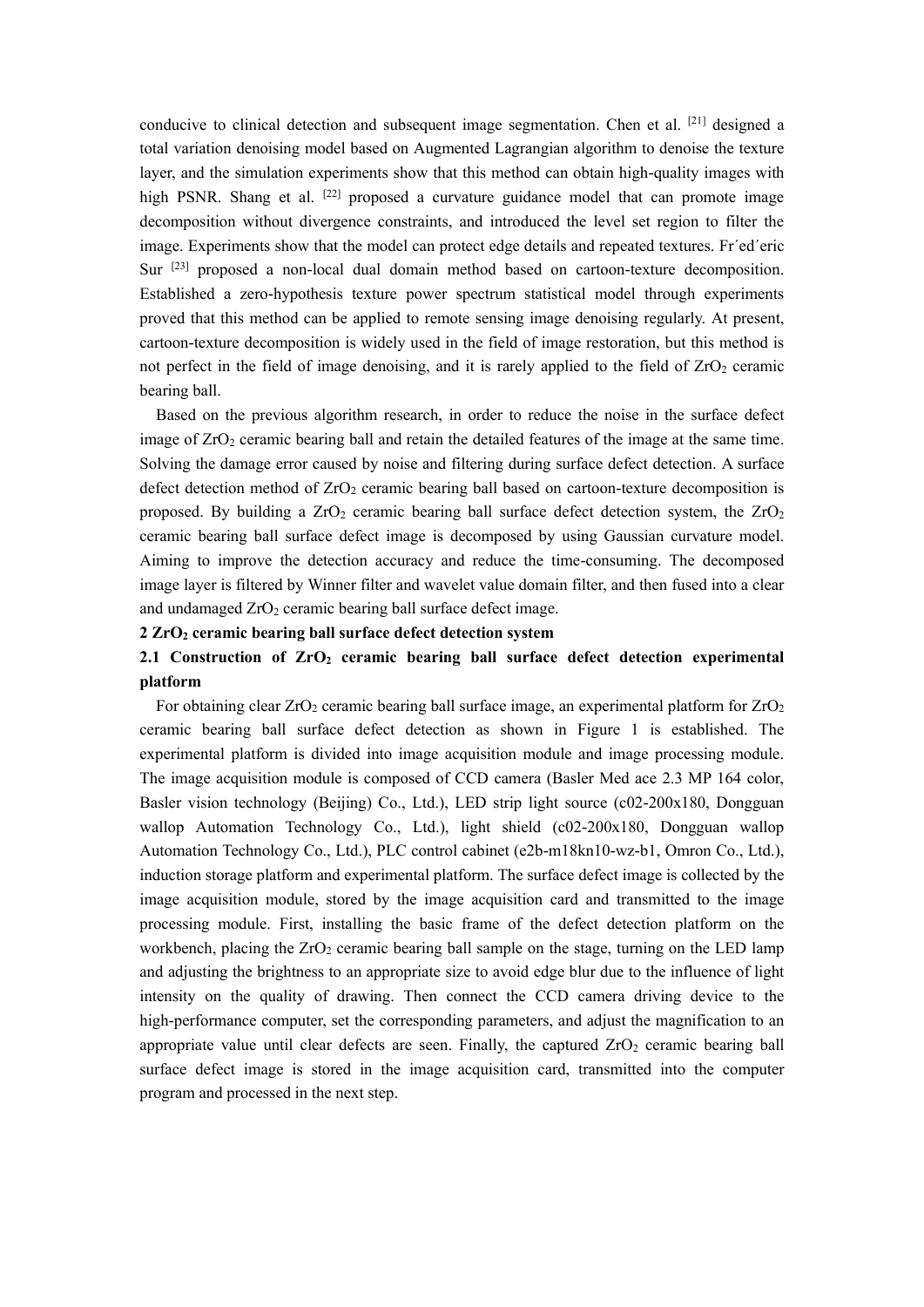conducive to clinical detection and subsequent image segmentation. Chen et al. [21] designed a total variation denoising model based on Augmented Lagrangian algorithm to denoise the texture layer, and the simulation experiments show that this method can obtain high-quality images with high PSNR. Shang et al. [22] proposed a curvature guidance model that can promote image decomposition without divergence constraints, and introduced the level set region to filter the image. Experiments show that the model can protect edge details and repeated textures. Fr´ed´eric Sur [23] proposed a non-local dual domain method based on cartoon-texture decomposition. Established a zero-hypothesis texture power spectrum statistical model through experiments proved that this method can be applied to remote sensing image denoising regularly. At present, cartoon-texture decomposition is widely used in the field of image restoration, but this method is not perfect in the field of image denoising, and it is rarely applied to the field of $ZrO_2$ ceramic bearing ball.

Based on the previous algorithm research, in order to reduce the noise in the surface defect image of $ZrO_2$ ceramic bearing ball and retain the detailed features of the image at the same time. Solving the damage error caused by noise and filtering during surface defect detection. A surface defect detection method of $ZrO_2$ ceramic bearing ball based on cartoon-texture decomposition is proposed. By building a $ZrO_2$ ceramic bearing ball surface defect detection system, the $ZrO_2$ ceramic bearing ball surface defect image is decomposed by using Gaussian curvature model. Aiming to improve the detection accuracy and reduce the time-consuming. The decomposed image layer is filtered by Winner filter and wavelet value domain filter, and then fused into a clear and undamaged $ZrO_2$ ceramic bearing ball surface defect image.

## 2 $ZrO_2$ ceramic bearing ball surface defect detection system

### 2.1 Construction of $ZrO_2$ ceramic bearing ball surface defect detection experimental platform

For obtaining clear $ZrO_2$ ceramic bearing ball surface image, an experimental platform for $ZrO_2$ ceramic bearing ball surface defect detection as shown in Figure 1 is established. The experimental platform is divided into image acquisition module and image processing module. The image acquisition module is composed of CCD camera (Basler Med ace 2.3 MP 164 color, Basler vision technology (Beijing) Co., Ltd.), LED strip light source (c02-200x180, Dongguan wallop Automation Technology Co., Ltd.), light shield (c02-200x180, Dongguan wallop Automation Technology Co., Ltd.), PLC control cabinet (e2b-m18kn10-wz-b1, Omron Co., Ltd.), induction storage platform and experimental platform. The surface defect image is collected by the image acquisition module, stored by the image acquisition card and transmitted to the image processing module. First, installing the basic frame of the defect detection platform on the workbench, placing the $ZrO_2$ ceramic bearing ball sample on the stage, turning on the LED lamp and adjusting the brightness to an appropriate size to avoid edge blur due to the influence of light intensity on the quality of drawing. Then connect the CCD camera driving device to the high-performance computer, set the corresponding parameters, and adjust the magnification to an appropriate value until clear defects are seen. Finally, the captured $ZrO_2$ ceramic bearing ball surface defect image is stored in the image acquisition card, transmitted into the computer program and processed in the next step.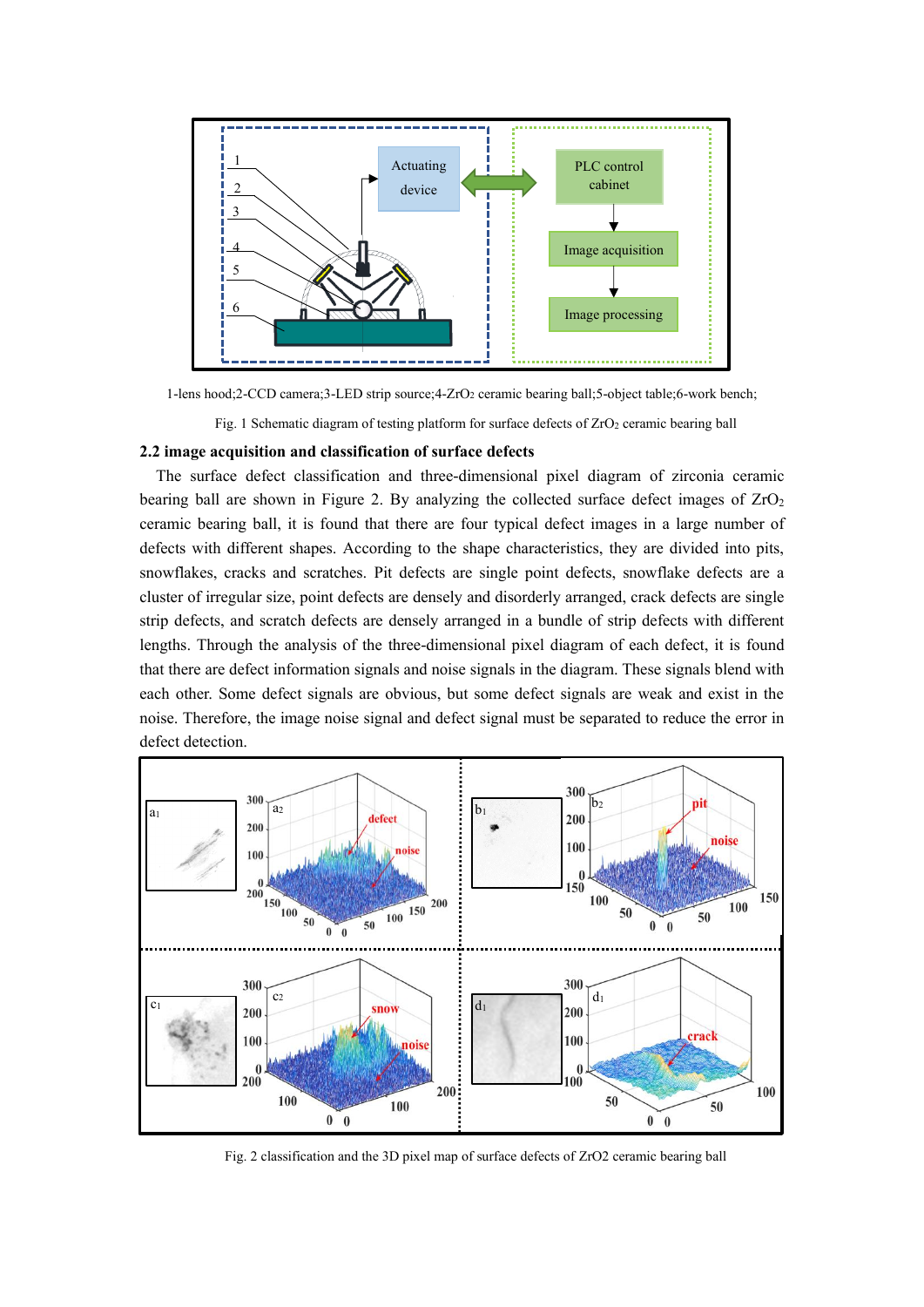1-lens hood;2-CCD camera;3-LED strip source;4-$ZrO_2$ ceramic bearing ball;5-object table;6-work bench;

Fig. 1 Schematic diagram of testing platform for surface defects of $ZrO_2$ ceramic bearing ball

### 2.2 image acquisition and classification of surface defects

The surface defect classification and three-dimensional pixel diagram of zirconia ceramic bearing ball are shown in Figure 2. By analyzing the collected surface defect images of $ZrO_2$ ceramic bearing ball, it is found that there are four typical defect images in a large number of defects with different shapes. According to the shape characteristics, they are divided into pits, snowflakes, cracks and scratches. Pit defects are single point defects, snowflake defects are a cluster of irregular size, point defects are densely and disorderly arranged, crack defects are single strip defects, and scratch defects are densely arranged in a bundle of strip defects with different lengths. Through the analysis of the three-dimensional pixel diagram of each defect, it is found that there are defect information signals and noise signals in the diagram. These signals blend with each other. Some defect signals are obvious, but some defect signals are weak and exist in the noise. Therefore, the image noise signal and defect signal must be separated to reduce the error in defect detection.

Fig. 2 classification and the 3D pixel map of surface defects of ZrO2 ceramic bearing ball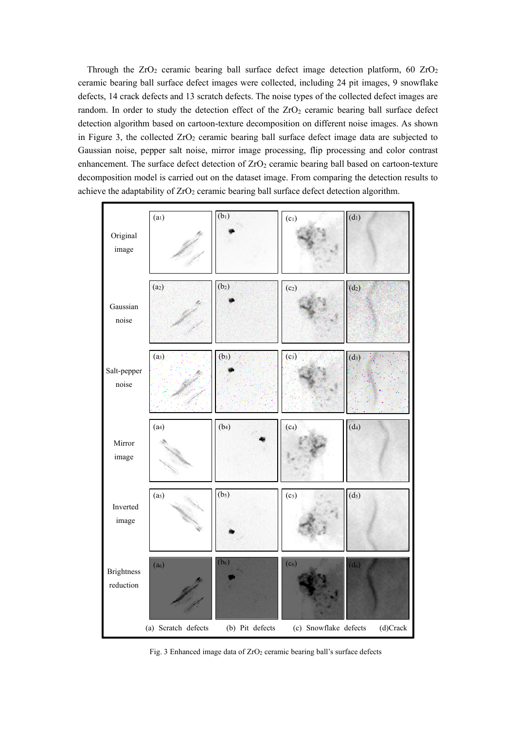Through the $ZrO_2$ ceramic bearing ball surface defect image detection platform, 60 $ZrO_2$ ceramic bearing ball surface defect images were collected, including 24 pit images, 9 snowflake defects, 14 crack defects and 13 scratch defects. The noise types of the collected defect images are random. In order to study the detection effect of the $ZrO_2$ ceramic bearing ball surface defect detection algorithm based on cartoon-texture decomposition on different noise images. As shown in Figure 3, the collected $ZrO_2$ ceramic bearing ball surface defect image data are subjected to Gaussian noise, pepper salt noise, mirror image processing, flip processing and color contrast enhancement. The surface defect detection of $ZrO_2$ ceramic bearing ball based on cartoon-texture decomposition model is carried out on the dataset image. From comparing the detection results to achieve the adaptability of $ZrO_2$ ceramic bearing ball surface defect detection algorithm.

Fig. 3 Enhanced image data of $ZrO_2$ ceramic bearing ball's surface defects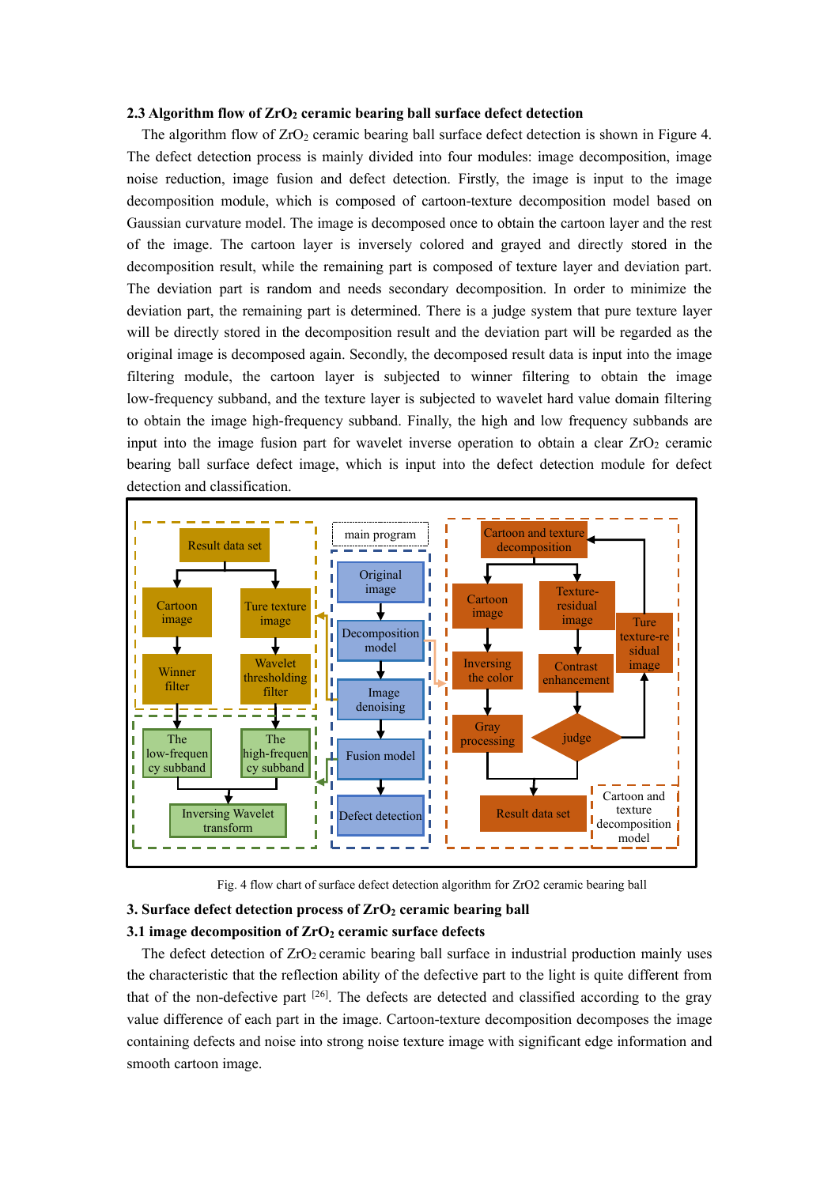### 2.3 Algorithm flow of $ZrO_2$ ceramic bearing ball surface defect detection

The algorithm flow of $ZrO_2$ ceramic bearing ball surface defect detection is shown in Figure 4. The defect detection process is mainly divided into four modules: image decomposition, image noise reduction, image fusion and defect detection. Firstly, the image is input to the image decomposition module, which is composed of cartoon-texture decomposition model based on Gaussian curvature model. The image is decomposed once to obtain the cartoon layer and the rest of the image. The cartoon layer is inversely colored and grayed and directly stored in the decomposition result, while the remaining part is composed of texture layer and deviation part. The deviation part is random and needs secondary decomposition. In order to minimize the deviation part, the remaining part is determined. There is a judge system that pure texture layer will be directly stored in the decomposition result and the deviation part will be regarded as the original image is decomposed again. Secondly, the decomposed result data is input into the image filtering module, the cartoon layer is subjected to winner filtering to obtain the image low-frequency subband, and the texture layer is subjected to wavelet hard value domain filtering to obtain the image high-frequency subband. Finally, the high and low frequency subbands are input into the image fusion part for wavelet inverse operation to obtain a clear $ZrO_2$ ceramic bearing ball surface defect image, which is input into the defect detection module for defect detection and classification.

Fig. 4 flow chart of surface defect detection algorithm for ZrO2 ceramic bearing ball

## 3. Surface defect detection process of $ZrO_2$ ceramic bearing ball

### 3.1 image decomposition of $ZrO_2$ ceramic surface defects

The defect detection of $ZrO_2$ ceramic bearing ball surface in industrial production mainly uses the characteristic that the reflection ability of the defective part to the light is quite different from that of the non-defective part [26]. The defects are detected and classified according to the gray value difference of each part in the image. Cartoon-texture decomposition decomposes the image containing defects and noise into strong noise texture image with significant edge information and smooth cartoon image.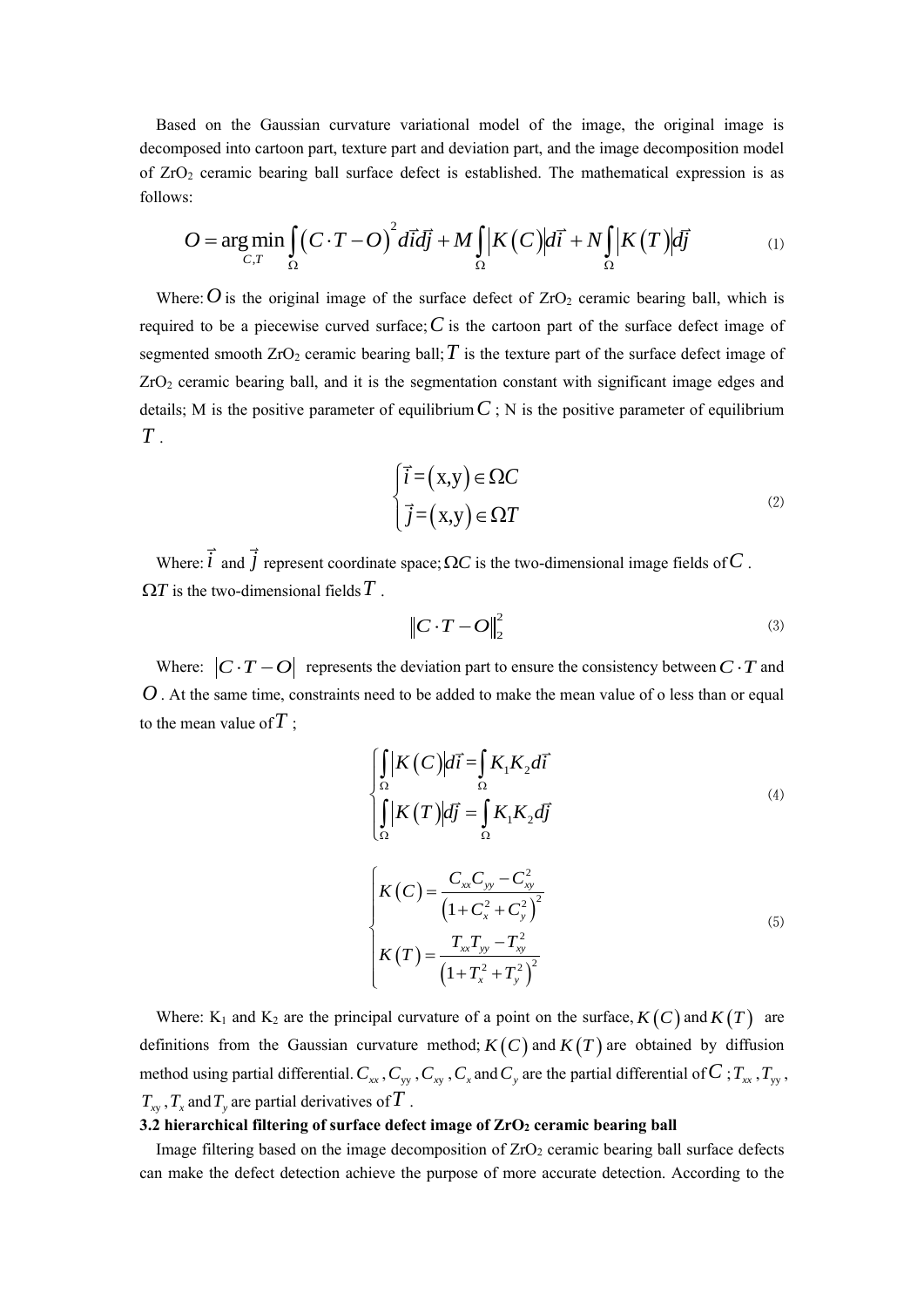Based on the Gaussian curvature variational model of the image, the original image is decomposed into cartoon part, texture part and deviation part, and the image decomposition model of $ZrO_2$ ceramic bearing ball surface defect is established. The mathematical expression is as follows:

$$O = \arg\min_{C,T} \int_{\Omega} \left( C \cdot T - O \right)^2 d\vec{i} d\vec{j} + M \int_{\Omega} \left| K\left(C\right) \right| d\vec{i} + N \int_{\Omega} \left| K\left(T\right) \right| d\vec{j} \tag{1}$$

Where: $O$ is the original image of the surface defect of $ZrO_2$ ceramic bearing ball, which is required to be a piecewise curved surface; $C$ is the cartoon part of the surface defect image of segmented smooth $ZrO_2$ ceramic bearing ball; $T$ is the texture part of the surface defect image of $ZrO_2$ ceramic bearing ball, and it is the segmentation constant with significant image edges and details; M is the positive parameter of equilibrium $C$ ; N is the positive parameter of equilibrium $T$ .

$$\begin{cases} \vec{i} = \left(\text{x,y}\right) \in \Omega C \\ \vec{j} = \left(\text{x,y}\right) \in \Omega T \end{cases} \tag{2}$$

Where: $\vec{i}$ and $\vec{j}$ represent coordinate space; $\Omega C$ is the two-dimensional image fields of $C$ . $\Omega T$ is the two-dimensional fields $T$ .

$$\left\| C \cdot T - O \right\|_2^2 \tag{3}$$

Where: $\left| C \cdot T - O \right|$ represents the deviation part to ensure the consistency between $C \cdot T$ and $O$ . At the same time, constraints need to be added to make the mean value of o less than or equal to the mean value of $T$ ;

$$\begin{cases} \int_{\Omega} \left| K\left(C\right) \right| d\vec{i} = \int_{\Omega} K_1 K_2 d\vec{i} \\ \int_{\Omega} \left| K\left(T\right) \right| d\vec{j} = \int_{\Omega} K_1 K_2 d\vec{j} \end{cases} \tag{4}$$

$$\begin{cases} K\left(C\right) = \dfrac{C_{xx} C_{yy} - C_{xy}^2}{\left(1 + C_x^2 + C_y^2\right)^2} \\ K\left(T\right) = \dfrac{T_{xx} T_{yy} - T_{xy}^2}{\left(1 + T_x^2 + T_y^2\right)^2} \end{cases} \tag{5}$$

Where: $K_1$ and $K_2$ are the principal curvature of a point on the surface, $K\left(C\right)$ and $K\left(T\right)$ are definitions from the Gaussian curvature method; $K\left(C\right)$ and $K\left(T\right)$ are obtained by diffusion method using partial differential. $C_{xx}$ , $C_{yy}$ , $C_{xy}$ , $C_x$ and $C_y$ are the partial differential of $C$ ; $T_{xx}$ , $T_{yy}$ , $T_{xy}$ , $T_x$ and $T_y$ are partial derivatives of $T$ .

### 3.2 hierarchical filtering of surface defect image of $ZrO_2$ ceramic bearing ball

Image filtering based on the image decomposition of $ZrO_2$ ceramic bearing ball surface defects can make the defect detection achieve the purpose of more accurate detection. According to the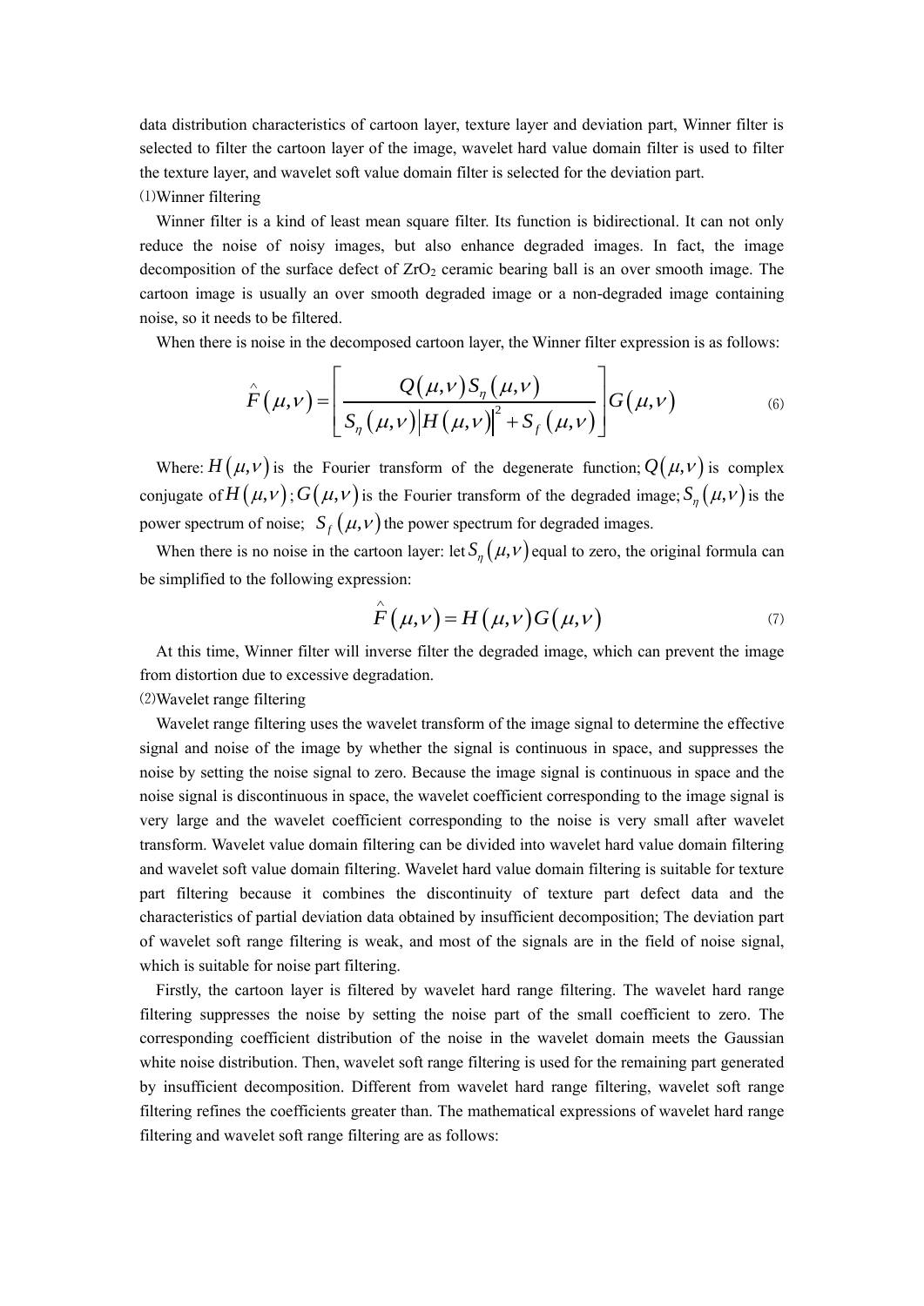data distribution characteristics of cartoon layer, texture layer and deviation part, Winner filter is selected to filter the cartoon layer of the image, wavelet hard value domain filter is used to filter the texture layer, and wavelet soft value domain filter is selected for the deviation part.

⑴Winner filtering

Winner filter is a kind of least mean square filter. Its function is bidirectional. It can not only reduce the noise of noisy images, but also enhance degraded images. In fact, the image decomposition of the surface defect of $ZrO_2$ ceramic bearing ball is an over smooth image. The cartoon image is usually an over smooth degraded image or a non-degraded image containing noise, so it needs to be filtered.

When there is noise in the decomposed cartoon layer, the Winner filter expression is as follows:

$$\hat{F}(\mu,\nu)=\left[\frac{Q(\mu,\nu)S_{\eta}(\mu,\nu)}{S_{\eta}(\mu,\nu)\left|H(\mu,\nu)\right|^{2}+S_{f}(\mu,\nu)}\right]G(\mu,\nu) \tag{6}$$

Where: $H(\mu,\nu)$ is the Fourier transform of the degenerate function; $Q(\mu,\nu)$ is complex conjugate of $H(\mu,\nu)$; $G(\mu,\nu)$ is the Fourier transform of the degraded image; $S_{\eta}(\mu,\nu)$ is the power spectrum of noise; $S_{f}(\mu,\nu)$ the power spectrum for degraded images.

When there is no noise in the cartoon layer: let $S_{\eta}(\mu,\nu)$ equal to zero, the original formula can be simplified to the following expression:

$$\hat{F}(\mu,\nu)=H(\mu,\nu)G(\mu,\nu) \tag{7}$$

At this time, Winner filter will inverse filter the degraded image, which can prevent the image from distortion due to excessive degradation.

⑵Wavelet range filtering

Wavelet range filtering uses the wavelet transform of the image signal to determine the effective signal and noise of the image by whether the signal is continuous in space, and suppresses the noise by setting the noise signal to zero. Because the image signal is continuous in space and the noise signal is discontinuous in space, the wavelet coefficient corresponding to the image signal is very large and the wavelet coefficient corresponding to the noise is very small after wavelet transform. Wavelet value domain filtering can be divided into wavelet hard value domain filtering and wavelet soft value domain filtering. Wavelet hard value domain filtering is suitable for texture part filtering because it combines the discontinuity of texture part defect data and the characteristics of partial deviation data obtained by insufficient decomposition; The deviation part of wavelet soft range filtering is weak, and most of the signals are in the field of noise signal, which is suitable for noise part filtering.

Firstly, the cartoon layer is filtered by wavelet hard range filtering. The wavelet hard range filtering suppresses the noise by setting the noise part of the small coefficient to zero. The corresponding coefficient distribution of the noise in the wavelet domain meets the Gaussian white noise distribution. Then, wavelet soft range filtering is used for the remaining part generated by insufficient decomposition. Different from wavelet hard range filtering, wavelet soft range filtering refines the coefficients greater than. The mathematical expressions of wavelet hard range filtering and wavelet soft range filtering are as follows: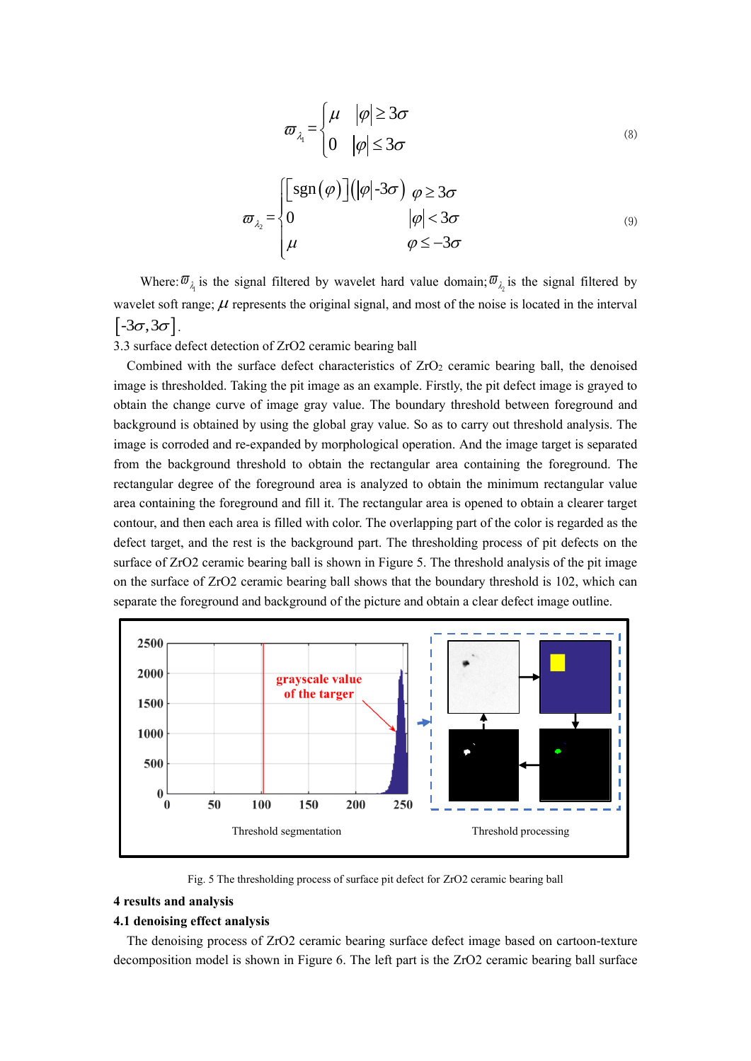$$\varpi_{\lambda_1} = \begin{cases} \mu & |\varphi| \geq 3\sigma \\ 0 & |\varphi| \leq 3\sigma \end{cases} \tag{8}$$

$$\varpi_{\lambda_2} = \begin{cases} [\operatorname{sgn}(\varphi)](|\varphi| - 3\sigma) & \varphi \geq 3\sigma \\ 0 & |\varphi| < 3\sigma \\ \mu & \varphi \leq -3\sigma \end{cases} \tag{9}$$

Where: $\varpi_{\lambda_1}$ is the signal filtered by wavelet hard value domain; $\varpi_{\lambda_2}$ is the signal filtered by wavelet soft range; $\mu$ represents the original signal, and most of the noise is located in the interval $[-3\sigma, 3\sigma]$.

### 3.3 surface defect detection of ZrO2 ceramic bearing ball

Combined with the surface defect characteristics of $ZrO_2$ ceramic bearing ball, the denoised image is thresholded. Taking the pit image as an example. Firstly, the pit defect image is grayed to obtain the change curve of image gray value. The boundary threshold between foreground and background is obtained by using the global gray value. So as to carry out threshold analysis. The image is corroded and re-expanded by morphological operation. And the image target is separated from the background threshold to obtain the rectangular area containing the foreground. The rectangular degree of the foreground area is analyzed to obtain the minimum rectangular value area containing the foreground and fill it. The rectangular area is opened to obtain a clearer target contour, and then each area is filled with color. The overlapping part of the color is regarded as the defect target, and the rest is the background part. The thresholding process of pit defects on the surface of ZrO2 ceramic bearing ball is shown in Figure 5. The threshold analysis of the pit image on the surface of ZrO2 ceramic bearing ball shows that the boundary threshold is 102, which can separate the foreground and background of the picture and obtain a clear defect image outline.

Fig. 5 The thresholding process of surface pit defect for ZrO2 ceramic bearing ball

## 4 results and analysis

### 4.1 denoising effect analysis

The denoising process of ZrO2 ceramic bearing surface defect image based on cartoon-texture decomposition model is shown in Figure 6. The left part is the ZrO2 ceramic bearing ball surface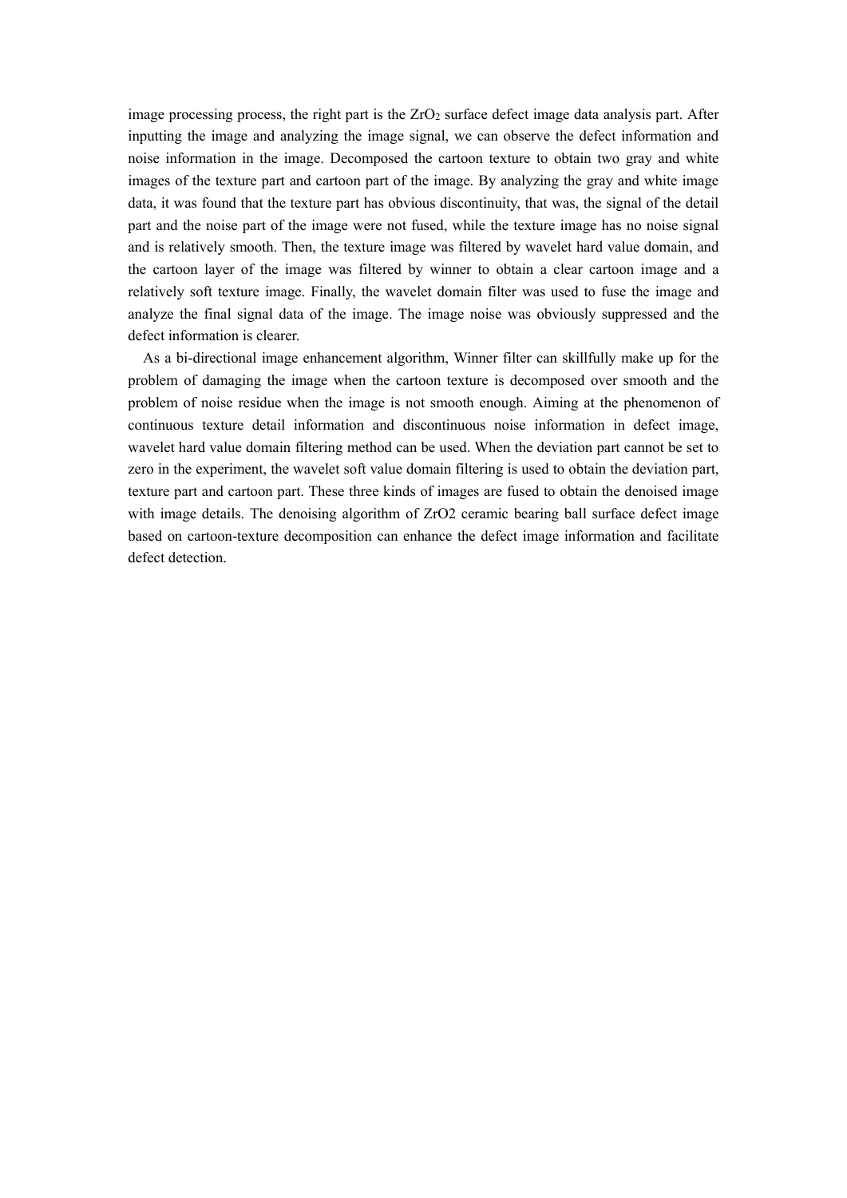image processing process, the right part is the $ZrO_2$ surface defect image data analysis part. After inputting the image and analyzing the image signal, we can observe the defect information and noise information in the image. Decomposed the cartoon texture to obtain two gray and white images of the texture part and cartoon part of the image. By analyzing the gray and white image data, it was found that the texture part has obvious discontinuity, that was, the signal of the detail part and the noise part of the image were not fused, while the texture image has no noise signal and is relatively smooth. Then, the texture image was filtered by wavelet hard value domain, and the cartoon layer of the image was filtered by winner to obtain a clear cartoon image and a relatively soft texture image. Finally, the wavelet domain filter was used to fuse the image and analyze the final signal data of the image. The image noise was obviously suppressed and the defect information is clearer.

As a bi-directional image enhancement algorithm, Winner filter can skillfully make up for the problem of damaging the image when the cartoon texture is decomposed over smooth and the problem of noise residue when the image is not smooth enough. Aiming at the phenomenon of continuous texture detail information and discontinuous noise information in defect image, wavelet hard value domain filtering method can be used. When the deviation part cannot be set to zero in the experiment, the wavelet soft value domain filtering is used to obtain the deviation part, texture part and cartoon part. These three kinds of images are fused to obtain the denoised image with image details. The denoising algorithm of ZrO2 ceramic bearing ball surface defect image based on cartoon-texture decomposition can enhance the defect image information and facilitate defect detection.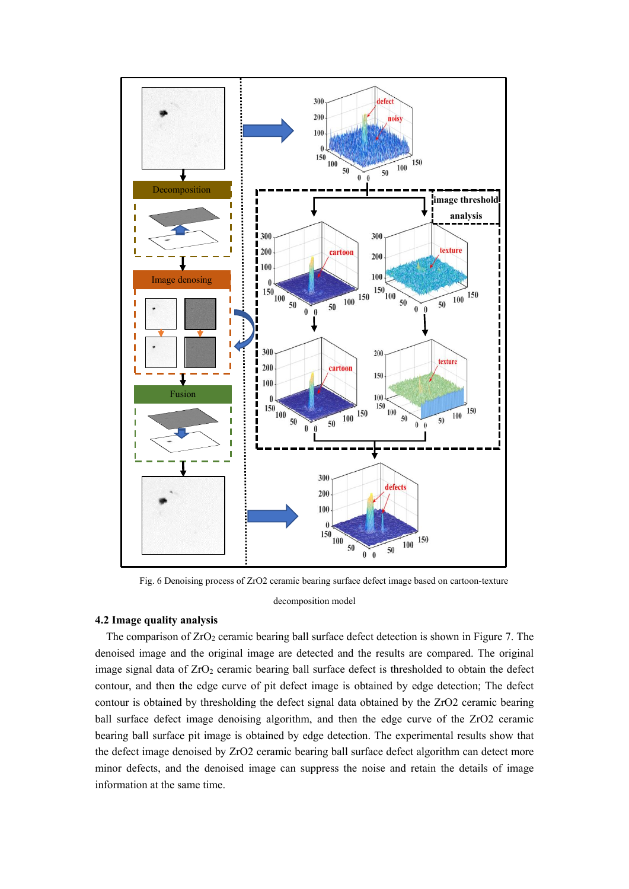Fig. 6 Denoising process of ZrO2 ceramic bearing surface defect image based on cartoon-texture decomposition model

### 4.2 Image quality analysis

The comparison of $ZrO_2$ ceramic bearing ball surface defect detection is shown in Figure 7. The denoised image and the original image are detected and the results are compared. The original image signal data of $ZrO_2$ ceramic bearing ball surface defect is thresholded to obtain the defect contour, and then the edge curve of pit defect image is obtained by edge detection; The defect contour is obtained by thresholding the defect signal data obtained by the ZrO2 ceramic bearing ball surface defect image denoising algorithm, and then the edge curve of the ZrO2 ceramic bearing ball surface pit image is obtained by edge detection. The experimental results show that the defect image denoised by ZrO2 ceramic bearing ball surface defect algorithm can detect more minor defects, and the denoised image can suppress the noise and retain the details of image information at the same time.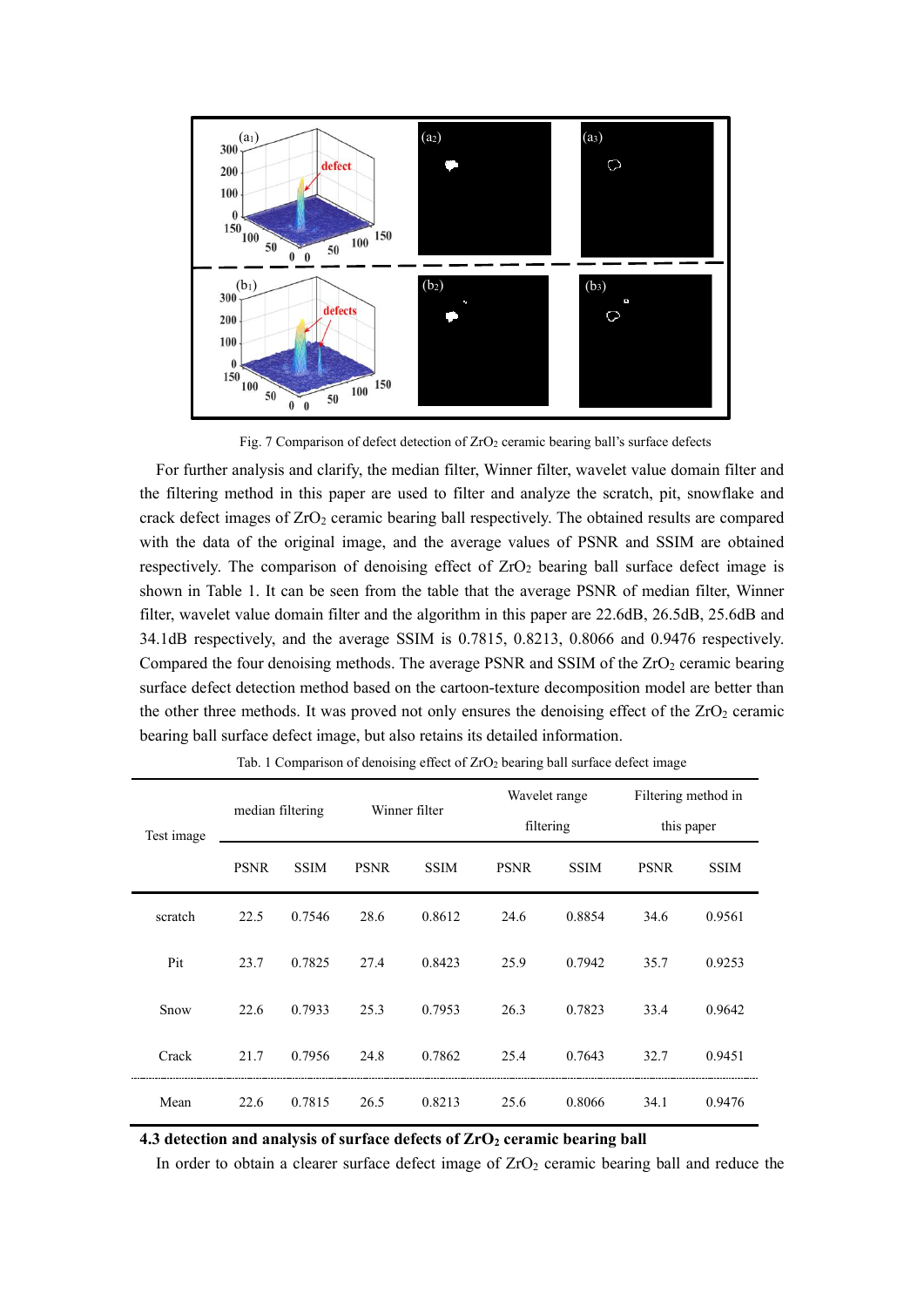Fig. 7 Comparison of defect detection of $ZrO_2$ ceramic bearing ball's surface defects

For further analysis and clarify, the median filter, Winner filter, wavelet value domain filter and the filtering method in this paper are used to filter and analyze the scratch, pit, snowflake and crack defect images of $ZrO_2$ ceramic bearing ball respectively. The obtained results are compared with the data of the original image, and the average values of PSNR and SSIM are obtained respectively. The comparison of denoising effect of $ZrO_2$ bearing ball surface defect image is shown in Table 1. It can be seen from the table that the average PSNR of median filter, Winner filter, wavelet value domain filter and the algorithm in this paper are 22.6dB, 26.5dB, 25.6dB and 34.1dB respectively, and the average SSIM is 0.7815, 0.8213, 0.8066 and 0.9476 respectively. Compared the four denoising methods. The average PSNR and SSIM of the $ZrO_2$ ceramic bearing surface defect detection method based on the cartoon-texture decomposition model are better than the other three methods. It was proved not only ensures the denoising effect of the $ZrO_2$ ceramic bearing ball surface defect image, but also retains its detailed information.

Tab. 1 Comparison of denoising effect of $ZrO_2$ bearing ball surface defect image

| Test image | median filtering | | Winner filter | | Wavelet range filtering | | Filtering method in this paper | |
|---|---|---|---|---|---|---|---|---|
| | PSNR | SSIM | PSNR | SSIM | PSNR | SSIM | PSNR | SSIM |
| scratch | 22.5 | 0.7546 | 28.6 | 0.8612 | 24.6 | 0.8854 | 34.6 | 0.9561 |
| Pit | 23.7 | 0.7825 | 27.4 | 0.8423 | 25.9 | 0.7942 | 35.7 | 0.9253 |
| Snow | 22.6 | 0.7933 | 25.3 | 0.7953 | 26.3 | 0.7823 | 33.4 | 0.9642 |
| Crack | 21.7 | 0.7956 | 24.8 | 0.7862 | 25.4 | 0.7643 | 32.7 | 0.9451 |
| Mean | 22.6 | 0.7815 | 26.5 | 0.8213 | 25.6 | 0.8066 | 34.1 | 0.9476 |

### 4.3 detection and analysis of surface defects of $ZrO_2$ ceramic bearing ball

In order to obtain a clearer surface defect image of $ZrO_2$ ceramic bearing ball and reduce the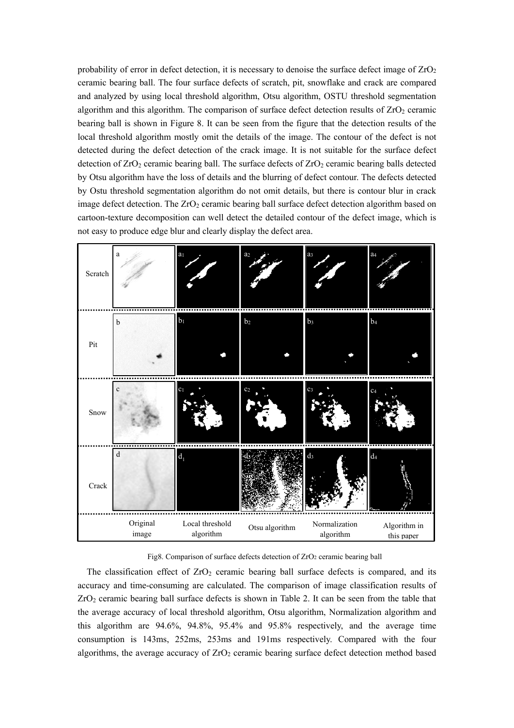probability of error in defect detection, it is necessary to denoise the surface defect image of $ZrO_2$ ceramic bearing ball. The four surface defects of scratch, pit, snowflake and crack are compared and analyzed by using local threshold algorithm, Otsu algorithm, OSTU threshold segmentation algorithm and this algorithm. The comparison of surface defect detection results of $ZrO_2$ ceramic bearing ball is shown in Figure 8. It can be seen from the figure that the detection results of the local threshold algorithm mostly omit the details of the image. The contour of the defect is not detected during the defect detection of the crack image. It is not suitable for the surface defect detection of $ZrO_2$ ceramic bearing ball. The surface defects of $ZrO_2$ ceramic bearing balls detected by Otsu algorithm have the loss of details and the blurring of defect contour. The defects detected by Ostu threshold segmentation algorithm do not omit details, but there is contour blur in crack image defect detection. The $ZrO_2$ ceramic bearing ball surface defect detection algorithm based on cartoon-texture decomposition can well detect the detailed contour of the defect image, which is not easy to produce edge blur and clearly display the defect area.

Fig8. Comparison of surface defects detection of $ZrO_2$ ceramic bearing ball

The classification effect of $ZrO_2$ ceramic bearing ball surface defects is compared, and its accuracy and time-consuming are calculated. The comparison of image classification results of $ZrO_2$ ceramic bearing ball surface defects is shown in Table 2. It can be seen from the table that the average accuracy of local threshold algorithm, Otsu algorithm, Normalization algorithm and this algorithm are 94.6%, 94.8%, 95.4% and 95.8% respectively, and the average time consumption is 143ms, 252ms, 253ms and 191ms respectively. Compared with the four algorithms, the average accuracy of $ZrO_2$ ceramic bearing surface defect detection method based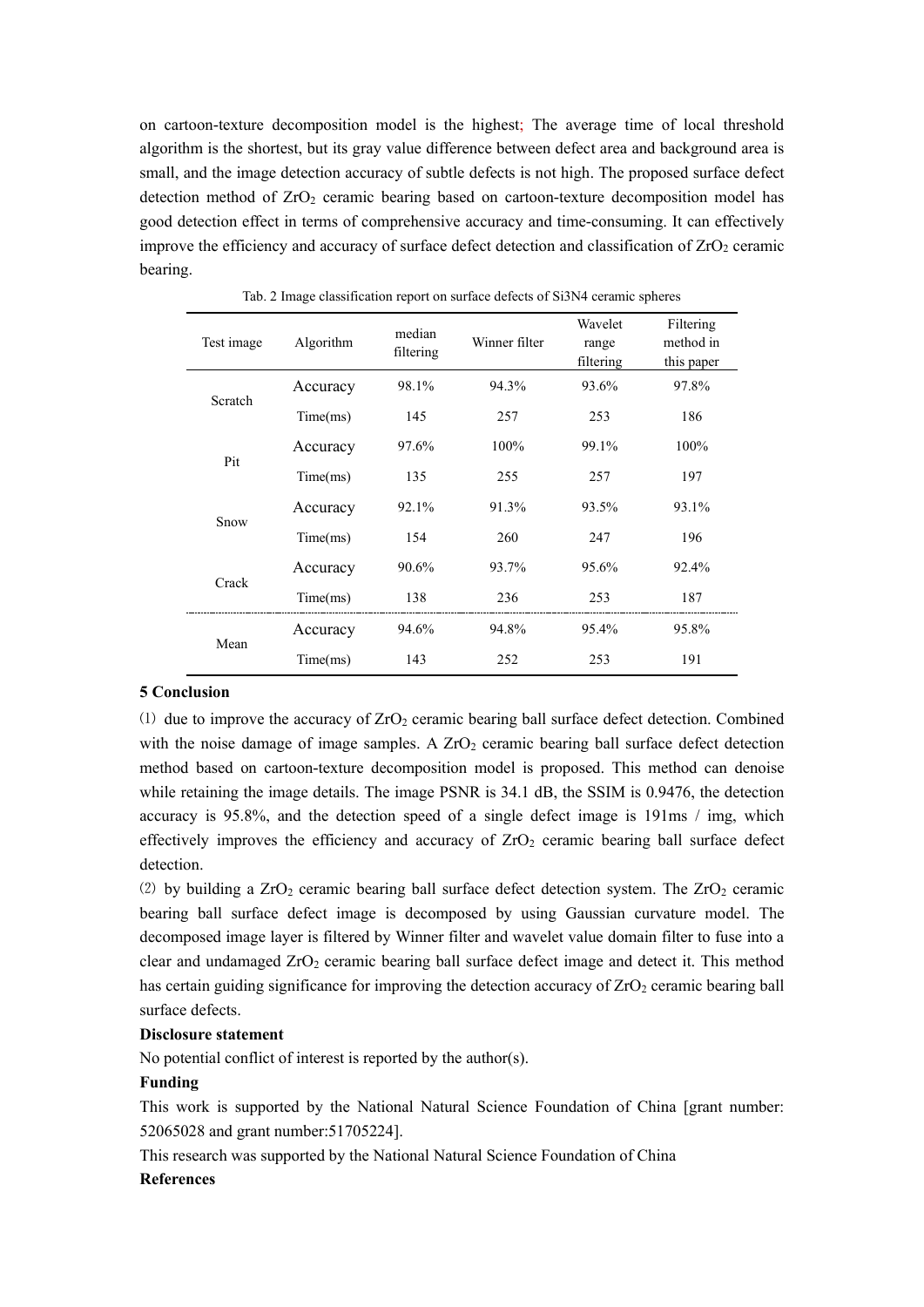on cartoon-texture decomposition model is the highest; The average time of local threshold algorithm is the shortest, but its gray value difference between defect area and background area is small, and the image detection accuracy of subtle defects is not high. The proposed surface defect detection method of $ZrO_2$ ceramic bearing based on cartoon-texture decomposition model has good detection effect in terms of comprehensive accuracy and time-consuming. It can effectively improve the efficiency and accuracy of surface defect detection and classification of $ZrO_2$ ceramic bearing.

Tab. 2 Image classification report on surface defects of Si3N4 ceramic spheres

| Test image | Algorithm | median filtering | Winner filter | Wavelet range filtering | Filtering method in this paper |
|---|---|---|---|---|---|
| Scratch | Accuracy | 98.1% | 94.3% | 93.6% | 97.8% |
| | Time(ms) | 145 | 257 | 253 | 186 |
| Pit | Accuracy | 97.6% | 100% | 99.1% | 100% |
| | Time(ms) | 135 | 255 | 257 | 197 |
| Snow | Accuracy | 92.1% | 91.3% | 93.5% | 93.1% |
| | Time(ms) | 154 | 260 | 247 | 196 |
| Crack | Accuracy | 90.6% | 93.7% | 95.6% | 92.4% |
| | Time(ms) | 138 | 236 | 253 | 187 |
| Mean | Accuracy | 94.6% | 94.8% | 95.4% | 95.8% |
| | Time(ms) | 143 | 252 | 253 | 191 |

**5 Conclusion**

(1) due to improve the accuracy of $ZrO_2$ ceramic bearing ball surface defect detection. Combined with the noise damage of image samples. A $ZrO_2$ ceramic bearing ball surface defect detection method based on cartoon-texture decomposition model is proposed. This method can denoise while retaining the image details. The image PSNR is 34.1 dB, the SSIM is 0.9476, the detection accuracy is 95.8%, and the detection speed of a single defect image is 191ms / img, which effectively improves the efficiency and accuracy of $ZrO_2$ ceramic bearing ball surface defect detection.

(2) by building a $ZrO_2$ ceramic bearing ball surface defect detection system. The $ZrO_2$ ceramic bearing ball surface defect image is decomposed by using Gaussian curvature model. The decomposed image layer is filtered by Winner filter and wavelet value domain filter to fuse into a clear and undamaged $ZrO_2$ ceramic bearing ball surface defect image and detect it. This method has certain guiding significance for improving the detection accuracy of $ZrO_2$ ceramic bearing ball surface defects.

**Disclosure statement**

No potential conflict of interest is reported by the author(s).

**Funding**

This work is supported by the National Natural Science Foundation of China [grant number: 52065028 and grant number:51705224].

This research was supported by the National Natural Science Foundation of China

**References**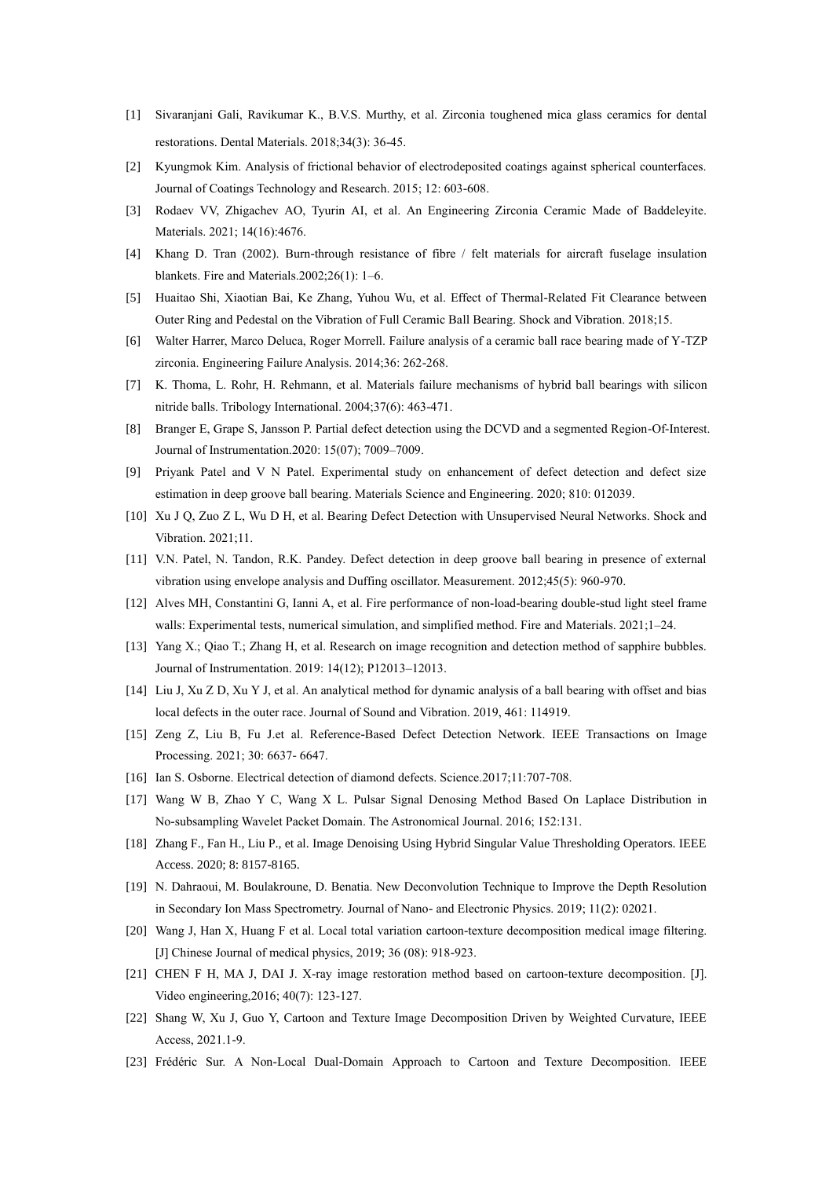[1] Sivaranjani Gali, Ravikumar K., B.V.S. Murthy, et al. Zirconia toughened mica glass ceramics for dental restorations. Dental Materials. 2018;34(3): 36-45.

[2] Kyungmok Kim. Analysis of frictional behavior of electrodeposited coatings against spherical counterfaces. Journal of Coatings Technology and Research. 2015; 12: 603-608.

[3] Rodaev VV, Zhigachev AO, Tyurin AI, et al. An Engineering Zirconia Ceramic Made of Baddeleyite. Materials. 2021; 14(16):4676.

[4] Khang D. Tran (2002). Burn-through resistance of fibre / felt materials for aircraft fuselage insulation blankets. Fire and Materials.2002;26(1): 1–6.

[5] Huaitao Shi, Xiaotian Bai, Ke Zhang, Yuhou Wu, et al. Effect of Thermal-Related Fit Clearance between Outer Ring and Pedestal on the Vibration of Full Ceramic Ball Bearing. Shock and Vibration. 2018;15.

[6] Walter Harrer, Marco Deluca, Roger Morrell. Failure analysis of a ceramic ball race bearing made of Y-TZP zirconia. Engineering Failure Analysis. 2014;36: 262-268.

[7] K. Thoma, L. Rohr, H. Rehmann, et al. Materials failure mechanisms of hybrid ball bearings with silicon nitride balls. Tribology International. 2004;37(6): 463-471.

[8] Branger E, Grape S, Jansson P. Partial defect detection using the DCVD and a segmented Region-Of-Interest. Journal of Instrumentation.2020: 15(07); 7009–7009.

[9] Priyank Patel and V N Patel. Experimental study on enhancement of defect detection and defect size estimation in deep groove ball bearing. Materials Science and Engineering. 2020; 810: 012039.

[10] Xu J Q, Zuo Z L, Wu D H, et al. Bearing Defect Detection with Unsupervised Neural Networks. Shock and Vibration. 2021;11.

[11] V.N. Patel, N. Tandon, R.K. Pandey. Defect detection in deep groove ball bearing in presence of external vibration using envelope analysis and Duffing oscillator. Measurement. 2012;45(5): 960-970.

[12] Alves MH, Constantini G, Ianni A, et al. Fire performance of non-load-bearing double-stud light steel frame walls: Experimental tests, numerical simulation, and simplified method. Fire and Materials. 2021;1–24.

[13] Yang X.; Qiao T.; Zhang H, et al. Research on image recognition and detection method of sapphire bubbles. Journal of Instrumentation. 2019: 14(12); P12013–12013.

[14] Liu J, Xu Z D, Xu Y J, et al. An analytical method for dynamic analysis of a ball bearing with offset and bias local defects in the outer race. Journal of Sound and Vibration. 2019, 461: 114919.

[15] Zeng Z, Liu B, Fu J.et al. Reference-Based Defect Detection Network. IEEE Transactions on Image Processing. 2021; 30: 6637- 6647.

[16] Ian S. Osborne. Electrical detection of diamond defects. Science.2017;11:707-708.

[17] Wang W B, Zhao Y C, Wang X L. Pulsar Signal Denosing Method Based On Laplace Distribution in No-subsampling Wavelet Packet Domain. The Astronomical Journal. 2016; 152:131.

[18] Zhang F., Fan H., Liu P., et al. Image Denoising Using Hybrid Singular Value Thresholding Operators. IEEE Access. 2020; 8: 8157-8165.

[19] N. Dahraoui, M. Boulakroune, D. Benatia. New Deconvolution Technique to Improve the Depth Resolution in Secondary Ion Mass Spectrometry. Journal of Nano- and Electronic Physics. 2019; 11(2): 02021.

[20] Wang J, Han X, Huang F et al. Local total variation cartoon-texture decomposition medical image filtering. [J] Chinese Journal of medical physics, 2019; 36 (08): 918-923.

[21] CHEN F H, MA J, DAI J. X-ray image restoration method based on cartoon-texture decomposition. [J]. Video engineering,2016; 40(7): 123-127.

[22] Shang W, Xu J, Guo Y, Cartoon and Texture Image Decomposition Driven by Weighted Curvature, IEEE Access, 2021.1-9.

[23] Frédéric Sur. A Non-Local Dual-Domain Approach to Cartoon and Texture Decomposition. IEEE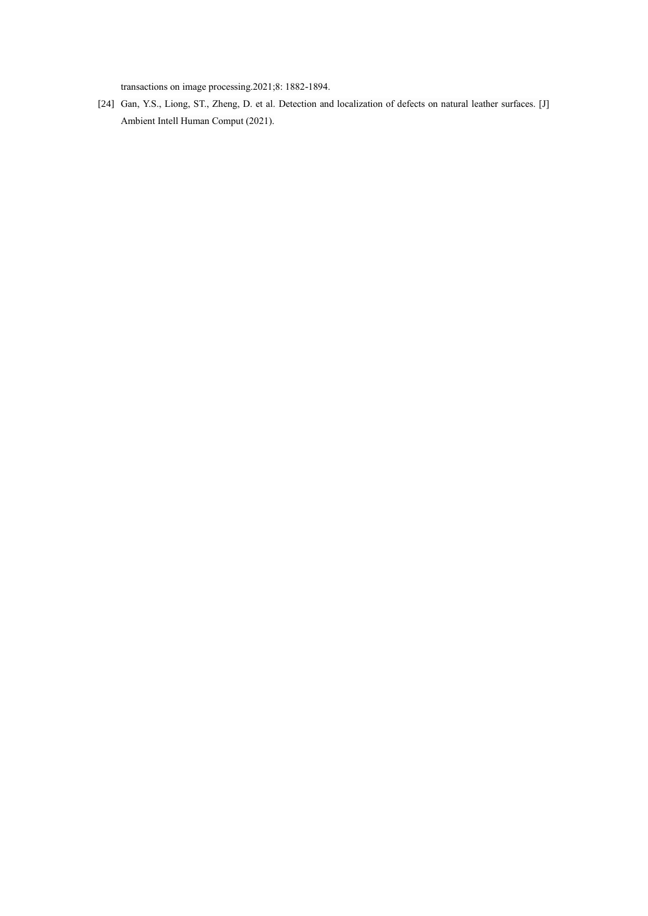transactions on image processing.2021;8: 1882-1894.

[24] Gan, Y.S., Liong, ST., Zheng, D. et al. Detection and localization of defects on natural leather surfaces. [J] Ambient Intell Human Comput (2021).